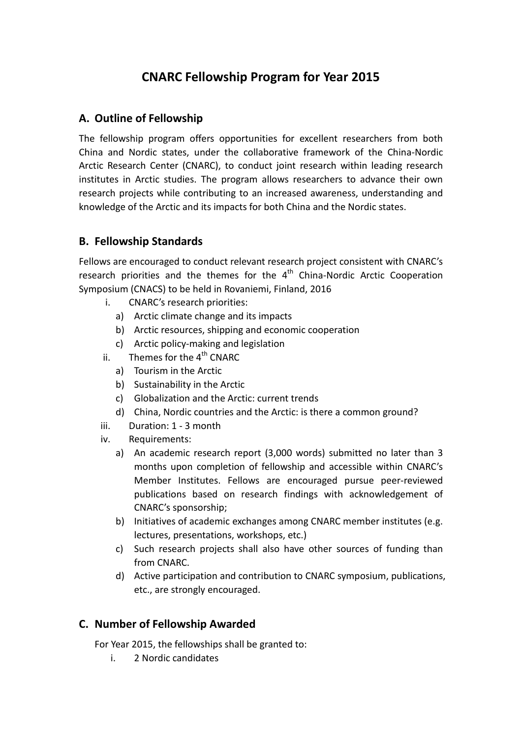# CNARC Fellowship Program for Year 2015

## A. Outline of Fellowship

The fellowship program offers opportunities for excellent researchers from both China and Nordic states, under the collaborative framework of the China-Nordic Arctic Research Center (CNARC), to conduct joint research within leading research institutes in Arctic studies. The program allows researchers to advance their own research projects while contributing to an increased awareness, understanding and knowledge of the Arctic and its impacts for both China and the Nordic states.

## B. Fellowship Standards

Fellows are encouraged to conduct relevant research project consistent with CNARC's research priorities and the themes for the 4th China-Nordic Arctic Cooperation Symposium (CNACS) to be held in Rovaniemi, Finland, 2016

i. CNARC's research priorities:
   - a) Arctic climate change and its impacts
   - b) Arctic resources, shipping and economic cooperation
   - c) Arctic policy-making and legislation

ii. Themes for the 4th CNARC
   - a) Tourism in the Arctic
   - b) Sustainability in the Arctic
   - c) Globalization and the Arctic: current trends
   - d) China, Nordic countries and the Arctic: is there a common ground?

iii. Duration: 1 - 3 month

iv. Requirements:
   - a) An academic research report (3,000 words) submitted no later than 3 months upon completion of fellowship and accessible within CNARC's Member Institutes. Fellows are encouraged pursue peer-reviewed publications based on research findings with acknowledgement of CNARC's sponsorship;
   - b) Initiatives of academic exchanges among CNARC member institutes (e.g. lectures, presentations, workshops, etc.)
   - c) Such research projects shall also have other sources of funding than from CNARC.
   - d) Active participation and contribution to CNARC symposium, publications, etc., are strongly encouraged.

## C. Number of Fellowship Awarded

For Year 2015, the fellowships shall be granted to:

i. 2 Nordic candidates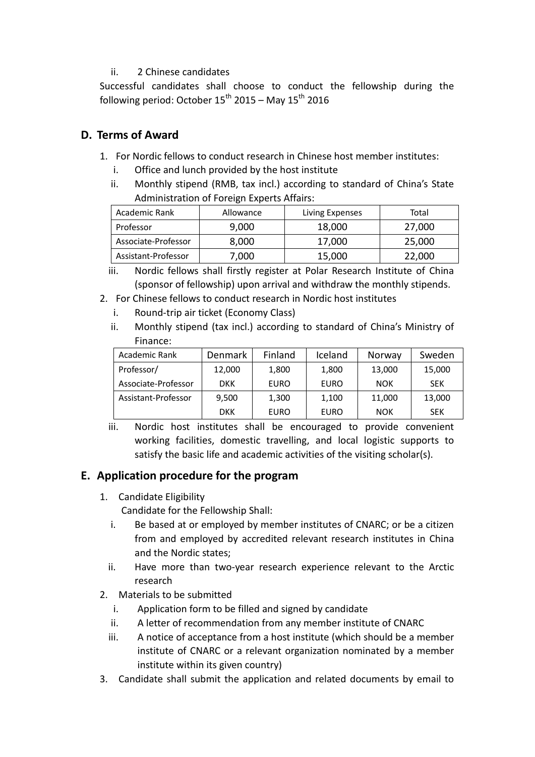ii. 2 Chinese candidates

Successful candidates shall choose to conduct the fellowship during the following period: October 15th 2015 – May 15th 2016

## D. Terms of Award

1. For Nordic fellows to conduct research in Chinese host member institutes:
   i. Office and lunch provided by the host institute
   ii. Monthly stipend (RMB, tax incl.) according to standard of China's State Administration of Foreign Experts Affairs:

| Academic Rank | Allowance | Living Expenses | Total |
|---|---|---|---|
| Professor | 9,000 | 18,000 | 27,000 |
| Associate-Professor | 8,000 | 17,000 | 25,000 |
| Assistant-Professor | 7,000 | 15,000 | 22,000 |

   iii. Nordic fellows shall firstly register at Polar Research Institute of China (sponsor of fellowship) upon arrival and withdraw the monthly stipends.

2. For Chinese fellows to conduct research in Nordic host institutes
   i. Round-trip air ticket (Economy Class)
   ii. Monthly stipend (tax incl.) according to standard of China's Ministry of Finance:

| Academic Rank | Denmark | Finland | Iceland | Norway | Sweden |
|---|---|---|---|---|---|
| Professor/ Associate-Professor | 12,000 DKK | 1,800 EURO | 1,800 EURO | 13,000 NOK | 15,000 SEK |
| Assistant-Professor | 9,500 DKK | 1,300 EURO | 1,100 EURO | 11,000 NOK | 13,000 SEK |

   iii. Nordic host institutes shall be encouraged to provide convenient working facilities, domestic travelling, and local logistic supports to satisfy the basic life and academic activities of the visiting scholar(s).

## E. Application procedure for the program

1. Candidate Eligibility

   Candidate for the Fellowship Shall:

   i. Be based at or employed by member institutes of CNARC; or be a citizen from and employed by accredited relevant research institutes in China and the Nordic states;
   ii. Have more than two-year research experience relevant to the Arctic research

2. Materials to be submitted
   i. Application form to be filled and signed by candidate
   ii. A letter of recommendation from any member institute of CNARC
   iii. A notice of acceptance from a host institute (which should be a member institute of CNARC or a relevant organization nominated by a member institute within its given country)

3. Candidate shall submit the application and related documents by email to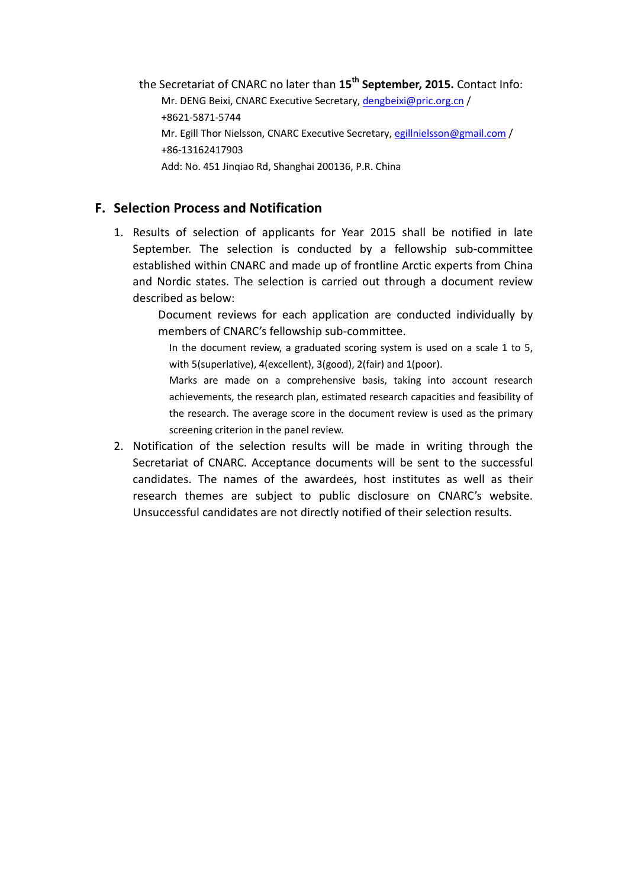the Secretariat of CNARC no later than **15th September, 2015.** Contact Info:

Mr. DENG Beixi, CNARC Executive Secretary, dengbeixi@pric.org.cn / +8621-5871-5744

Mr. Egill Thor Nielsson, CNARC Executive Secretary, egillnielsson@gmail.com / +86-13162417903

Add: No. 451 Jinqiao Rd, Shanghai 200136, P.R. China

## F. Selection Process and Notification

1. Results of selection of applicants for Year 2015 shall be notified in late September. The selection is conducted by a fellowship sub-committee established within CNARC and made up of frontline Arctic experts from China and Nordic states. The selection is carried out through a document review described as below:

   Document reviews for each application are conducted individually by members of CNARC's fellowship sub-committee.

   In the document review, a graduated scoring system is used on a scale 1 to 5, with 5(superlative), 4(excellent), 3(good), 2(fair) and 1(poor).

   Marks are made on a comprehensive basis, taking into account research achievements, the research plan, estimated research capacities and feasibility of the research. The average score in the document review is used as the primary screening criterion in the panel review.

2. Notification of the selection results will be made in writing through the Secretariat of CNARC. Acceptance documents will be sent to the successful candidates. The names of the awardees, host institutes as well as their research themes are subject to public disclosure on CNARC's website. Unsuccessful candidates are not directly notified of their selection results.